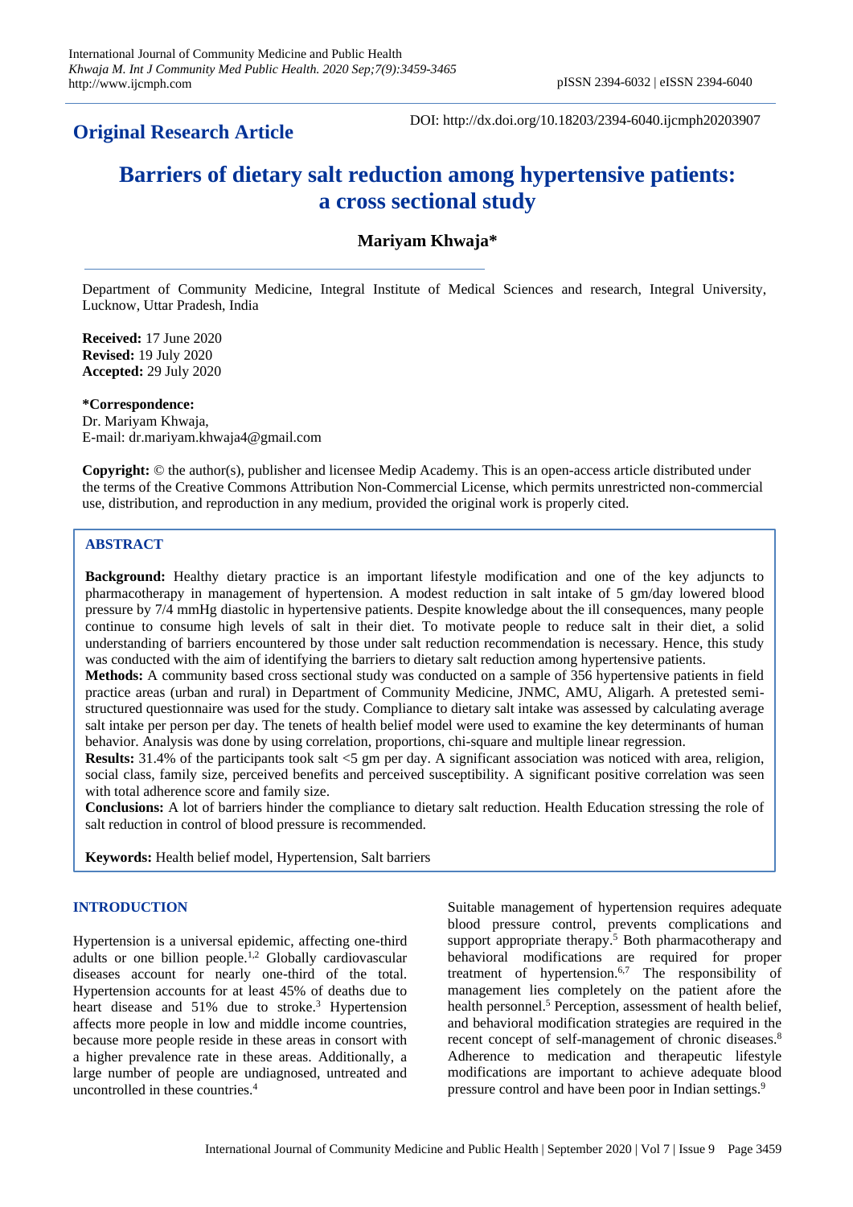**Original Research Article**

DOI: http://dx.doi.org/10.18203/2394-6040.ijcmph20203907

# Barriers of dietary salt reduction among hypertensive patients: a cross sectional study

**Mariyam Khwaja***

Department of Community Medicine, Integral Institute of Medical Sciences and research, Integral University, Lucknow, Uttar Pradesh, India

**Received:** 17 June 2020
**Revised:** 19 July 2020
**Accepted:** 29 July 2020

***Correspondence:**
Dr. Mariyam Khwaja,
E-mail: dr.mariyam.khwaja4@gmail.com

**Copyright:** © the author(s), publisher and licensee Medip Academy. This is an open-access article distributed under the terms of the Creative Commons Attribution Non-Commercial License, which permits unrestricted non-commercial use, distribution, and reproduction in any medium, provided the original work is properly cited.

## ABSTRACT

**Background:** Healthy dietary practice is an important lifestyle modification and one of the key adjuncts to pharmacotherapy in management of hypertension. A modest reduction in salt intake of 5 gm/day lowered blood pressure by 7/4 mmHg diastolic in hypertensive patients. Despite knowledge about the ill consequences, many people continue to consume high levels of salt in their diet. To motivate people to reduce salt in their diet, a solid understanding of barriers encountered by those under salt reduction recommendation is necessary. Hence, this study was conducted with the aim of identifying the barriers to dietary salt reduction among hypertensive patients.

**Methods:** A community based cross sectional study was conducted on a sample of 356 hypertensive patients in field practice areas (urban and rural) in Department of Community Medicine, JNMC, AMU, Aligarh. A pretested semi-structured questionnaire was used for the study. Compliance to dietary salt intake was assessed by calculating average salt intake per person per day. The tenets of health belief model were used to examine the key determinants of human behavior. Analysis was done by using correlation, proportions, chi-square and multiple linear regression.

**Results:** 31.4% of the participants took salt <5 gm per day. A significant association was noticed with area, religion, social class, family size, perceived benefits and perceived susceptibility. A significant positive correlation was seen with total adherence score and family size.

**Conclusions:** A lot of barriers hinder the compliance to dietary salt reduction. Health Education stressing the role of salt reduction in control of blood pressure is recommended.

**Keywords:** Health belief model, Hypertension, Salt barriers

## INTRODUCTION

Hypertension is a universal epidemic, affecting one-third adults or one billion people.[1,2] Globally cardiovascular diseases account for nearly one-third of the total. Hypertension accounts for at least 45% of deaths due to heart disease and 51% due to stroke.[3] Hypertension affects more people in low and middle income countries, because more people reside in these areas in consort with a higher prevalence rate in these areas. Additionally, a large number of people are undiagnosed, untreated and uncontrolled in these countries.[4]

Suitable management of hypertension requires adequate blood pressure control, prevents complications and support appropriate therapy.[5] Both pharmacotherapy and behavioral modifications are required for proper treatment of hypertension.[6,7] The responsibility of management lies completely on the patient afore the health personnel.[5] Perception, assessment of health belief, and behavioral modification strategies are required in the recent concept of self-management of chronic diseases.[8] Adherence to medication and therapeutic lifestyle modifications are important to achieve adequate blood pressure control and have been poor in Indian settings.[9]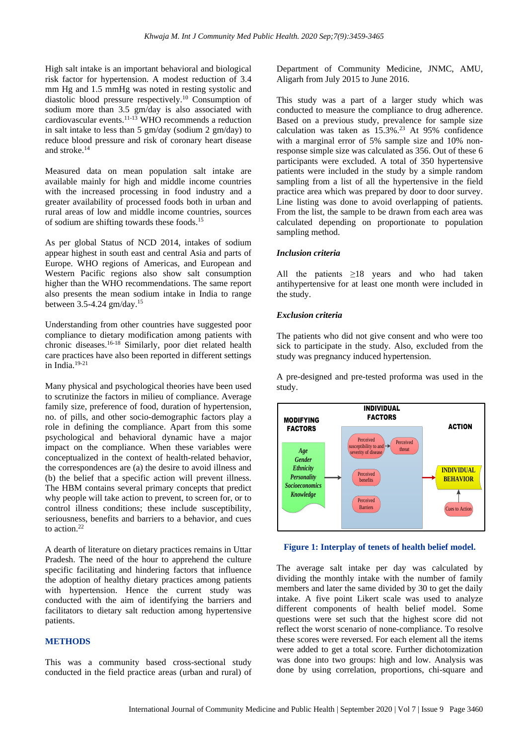High salt intake is an important behavioral and biological risk factor for hypertension. A modest reduction of 3.4 mm Hg and 1.5 mmHg was noted in resting systolic and diastolic blood pressure respectively.[10] Consumption of sodium more than 3.5 gm/day is also associated with cardiovascular events.[11-13] WHO recommends a reduction in salt intake to less than 5 gm/day (sodium 2 gm/day) to reduce blood pressure and risk of coronary heart disease and stroke.[14]

Measured data on mean population salt intake are available mainly for high and middle income countries with the increased processing in food industry and a greater availability of processed foods both in urban and rural areas of low and middle income countries, sources of sodium are shifting towards these foods.[15]

As per global Status of NCD 2014, intakes of sodium appear highest in south east and central Asia and parts of Europe. WHO regions of Americas, and European and Western Pacific regions also show salt consumption higher than the WHO recommendations. The same report also presents the mean sodium intake in India to range between 3.5-4.24 gm/day.[15]

Understanding from other countries have suggested poor compliance to dietary modification among patients with chronic diseases.[16-18] Similarly, poor diet related health care practices have also been reported in different settings in India.[19-21]

Many physical and psychological theories have been used to scrutinize the factors in milieu of compliance. Average family size, preference of food, duration of hypertension, no. of pills, and other socio-demographic factors play a role in defining the compliance. Apart from this some psychological and behavioral dynamic have a major impact on the compliance. When these variables were conceptualized in the context of health-related behavior, the correspondences are (a) the desire to avoid illness and (b) the belief that a specific action will prevent illness. The HBM contains several primary concepts that predict why people will take action to prevent, to screen for, or to control illness conditions; these include susceptibility, seriousness, benefits and barriers to a behavior, and cues to action.[22]

A dearth of literature on dietary practices remains in Uttar Pradesh. The need of the hour to apprehend the culture specific facilitating and hindering factors that influence the adoption of healthy dietary practices among patients with hypertension. Hence the current study was conducted with the aim of identifying the barriers and facilitators to dietary salt reduction among hypertensive patients.

## METHODS

This was a community based cross-sectional study conducted in the field practice areas (urban and rural) of Department of Community Medicine, JNMC, AMU, Aligarh from July 2015 to June 2016.

This study was a part of a larger study which was conducted to measure the compliance to drug adherence. Based on a previous study, prevalence for sample size calculation was taken as 15.3%.[23] At 95% confidence with a marginal error of 5% sample size and 10% non-response simple size was calculated as 356. Out of these 6 participants were excluded. A total of 350 hypertensive patients were included in the study by a simple random sampling from a list of all the hypertensive in the field practice area which was prepared by door to door survey. Line listing was done to avoid overlapping of patients. From the list, the sample to be drawn from each area was calculated depending on proportionate to population sampling method.

### *Inclusion criteria*

All the patients ≥18 years and who had taken antihypertensive for at least one month were included in the study.

### *Exclusion criteria*

The patients who did not give consent and who were too sick to participate in the study. Also, excluded from the study was pregnancy induced hypertension.

A pre-designed and pre-tested proforma was used in the study.

**Figure 1: Interplay of tenets of health belief model.**

The average salt intake per day was calculated by dividing the monthly intake with the number of family members and later the same divided by 30 to get the daily intake. A five point Likert scale was used to analyze different components of health belief model. Some questions were set such that the highest score did not reflect the worst scenario of none-compliance. To resolve these scores were reversed. For each element all the items were added to get a total score. Further dichotomization was done into two groups: high and low. Analysis was done by using correlation, proportions, chi-square and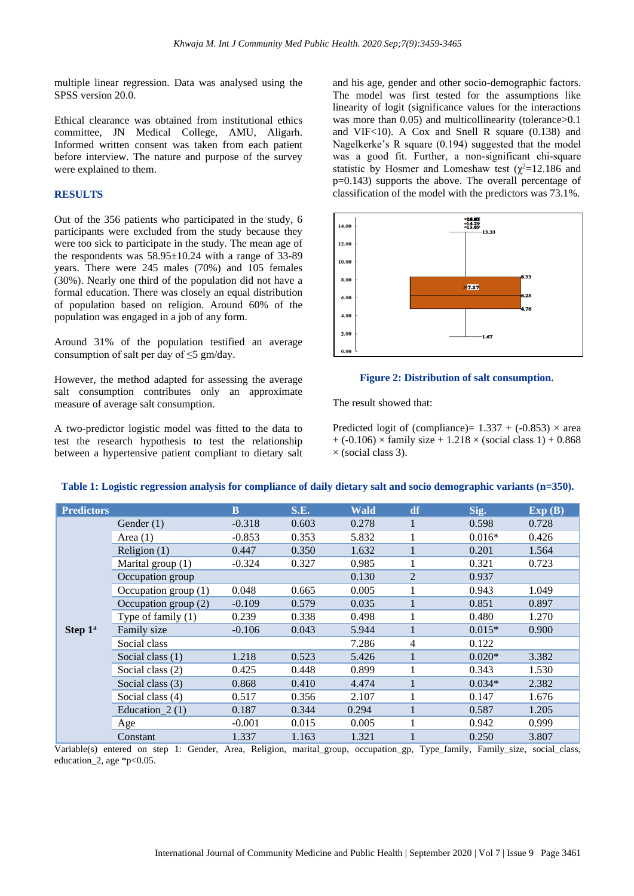multiple linear regression. Data was analysed using the SPSS version 20.0.

Ethical clearance was obtained from institutional ethics committee, JN Medical College, AMU, Aligarh. Informed written consent was taken from each patient before interview. The nature and purpose of the survey were explained to them.

## RESULTS

Out of the 356 patients who participated in the study, 6 participants were excluded from the study because they were too sick to participate in the study. The mean age of the respondents was 58.95±10.24 with a range of 33-89 years. There were 245 males (70%) and 105 females (30%). Nearly one third of the population did not have a formal education. There was closely an equal distribution of population based on religion. Around 60% of the population was engaged in a job of any form.

Around 31% of the population testified an average consumption of salt per day of ≤5 gm/day.

However, the method adapted for assessing the average salt consumption contributes only an approximate measure of average salt consumption.

A two-predictor logistic model was fitted to the data to test the research hypothesis to test the relationship between a hypertensive patient compliant to dietary salt and his age, gender and other socio-demographic factors. The model was first tested for the assumptions like linearity of logit (significance values for the interactions was more than 0.05) and multicollinearity (tolerance>0.1 and VIF<10). A Cox and Snell R square (0.138) and Nagelkerke's R square (0.194) suggested that the model was a good fit. Further, a non-significant chi-square statistic by Hosmer and Lomeshaw test ($\chi^2$=12.186 and p=0.143) supports the above. The overall percentage of classification of the model with the predictors was 73.1%.

**Figure 2: Distribution of salt consumption.**

The result showed that:

Predicted logit of (compliance)= 1.337 + (-0.853) × area + (-0.106) × family size + 1.218 × (social class 1) + 0.868 × (social class 3).

**Table 1: Logistic regression analysis for compliance of daily dietary salt and socio demographic variants (n=350).**

| Predictors | | B | S.E. | Wald | df | Sig. | Exp (B) |
|---|---|---|---|---|---|---|---|
| Step 1[a] | Gender (1) | -0.318 | 0.603 | 0.278 | 1 | 0.598 | 0.728 |
| | Area (1) | -0.853 | 0.353 | 5.832 | 1 | 0.016* | 0.426 |
| | Religion (1) | 0.447 | 0.350 | 1.632 | 1 | 0.201 | 1.564 |
| | Marital group (1) | -0.324 | 0.327 | 0.985 | 1 | 0.321 | 0.723 |
| | Occupation group | | | 0.130 | 2 | 0.937 | |
| | Occupation group (1) | 0.048 | 0.665 | 0.005 | 1 | 0.943 | 1.049 |
| | Occupation group (2) | -0.109 | 0.579 | 0.035 | 1 | 0.851 | 0.897 |
| | Type of family (1) | 0.239 | 0.338 | 0.498 | 1 | 0.480 | 1.270 |
| | Family size | -0.106 | 0.043 | 5.944 | 1 | 0.015* | 0.900 |
| | Social class | | | 7.286 | 4 | 0.122 | |
| | Social class (1) | 1.218 | 0.523 | 5.426 | 1 | 0.020* | 3.382 |
| | Social class (2) | 0.425 | 0.448 | 0.899 | 1 | 0.343 | 1.530 |
| | Social class (3) | 0.868 | 0.410 | 4.474 | 1 | 0.034* | 2.382 |
| | Social class (4) | 0.517 | 0.356 | 2.107 | 1 | 0.147 | 1.676 |
| | Education_2 (1) | 0.187 | 0.344 | 0.294 | 1 | 0.587 | 1.205 |
| | Age | -0.001 | 0.015 | 0.005 | 1 | 0.942 | 0.999 |
| | Constant | 1.337 | 1.163 | 1.321 | 1 | 0.250 | 3.807 |

Variable(s) entered on step 1: Gender, Area, Religion, marital_group, occupation_gp, Type_family, Family_size, social_class, education_2, age *p<0.05.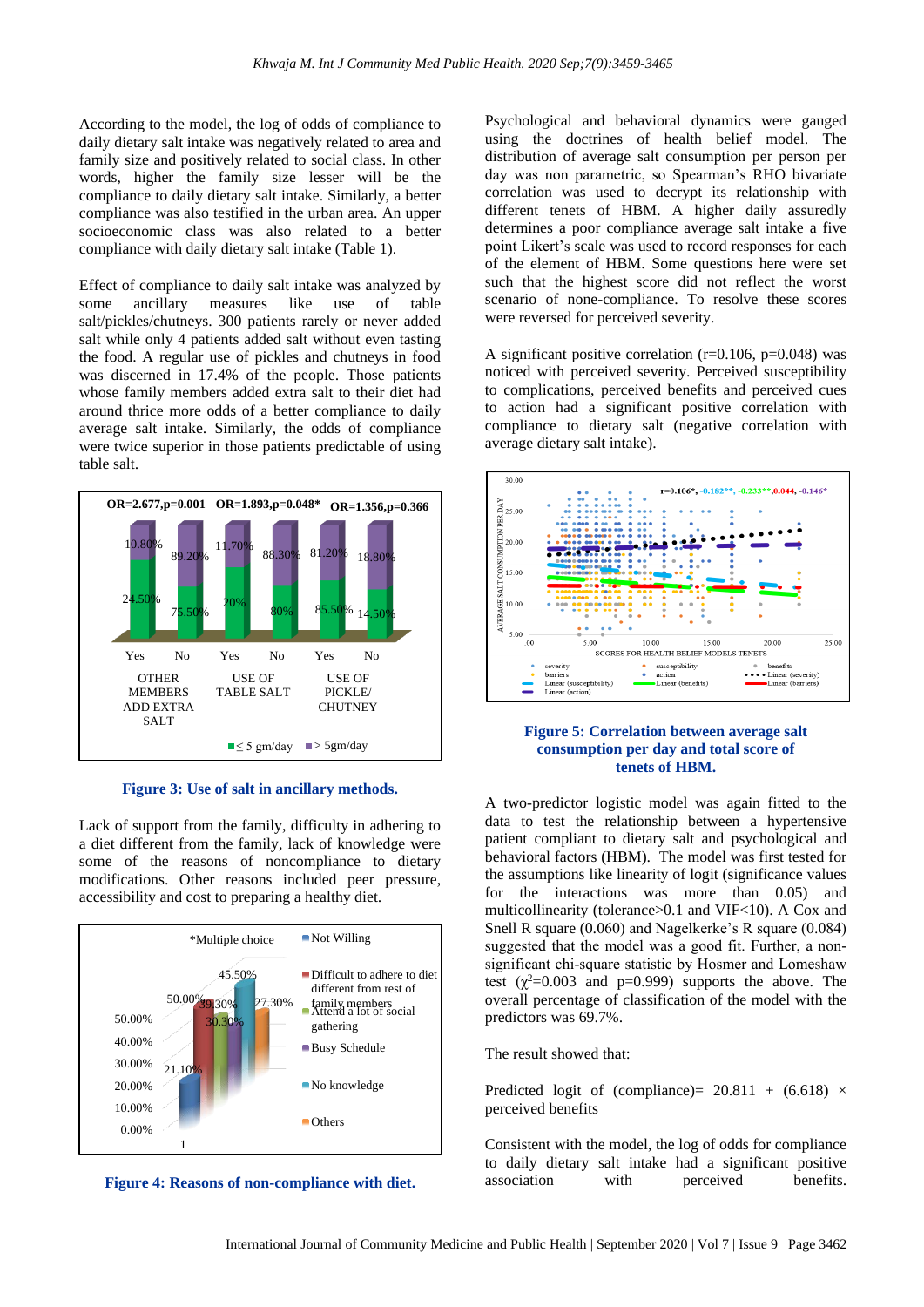According to the model, the log of odds of compliance to daily dietary salt intake was negatively related to area and family size and positively related to social class. In other words, higher the family size lesser will be the compliance to daily dietary salt intake. Similarly, a better compliance was also testified in the urban area. An upper socioeconomic class was also related to a better compliance with daily dietary salt intake (Table 1).

Effect of compliance to daily salt intake was analyzed by some ancillary measures like use of table salt/pickles/chutneys. 300 patients rarely or never added salt while only 4 patients added salt without even tasting the food. A regular use of pickles and chutneys in food was discerned in 17.4% of the people. Those patients whose family members added extra salt to their diet had around thrice more odds of a better compliance to daily average salt intake. Similarly, the odds of compliance were twice superior in those patients predictable of using table salt.

**Figure 3: Use of salt in ancillary methods.**

Lack of support from the family, difficulty in adhering to a diet different from the family, lack of knowledge were some of the reasons of noncompliance to dietary modifications. Other reasons included peer pressure, accessibility and cost to preparing a healthy diet.

**Figure 4: Reasons of non-compliance with diet.**

Psychological and behavioral dynamics were gauged using the doctrines of health belief model. The distribution of average salt consumption per person per day was non parametric, so Spearman's RHO bivariate correlation was used to decrypt its relationship with different tenets of HBM. A higher daily assuredly determines a poor compliance average salt intake a five point Likert's scale was used to record responses for each of the element of HBM. Some questions here were set such that the highest score did not reflect the worst scenario of none-compliance. To resolve these scores were reversed for perceived severity.

A significant positive correlation (r=0.106, p=0.048) was noticed with perceived severity. Perceived susceptibility to complications, perceived benefits and perceived cues to action had a significant positive correlation with compliance to dietary salt (negative correlation with average dietary salt intake).

**Figure 5: Correlation between average salt consumption per day and total score of tenets of HBM.**

A two-predictor logistic model was again fitted to the data to test the relationship between a hypertensive patient compliant to dietary salt and psychological and behavioral factors (HBM). The model was first tested for the assumptions like linearity of logit (significance values for the interactions was more than 0.05) and multicollinearity (tolerance>0.1 and VIF<10). A Cox and Snell R square (0.060) and Nagelkerke's R square (0.084) suggested that the model was a good fit. Further, a non-significant chi-square statistic by Hosmer and Lomeshaw test ($\chi^2$=0.003 and p=0.999) supports the above. The overall percentage of classification of the model with the predictors was 69.7%.

The result showed that:

Predicted logit of (compliance)= 20.811 + (6.618) × perceived benefits

Consistent with the model, the log of odds for compliance to daily dietary salt intake had a significant positive association with perceived benefits.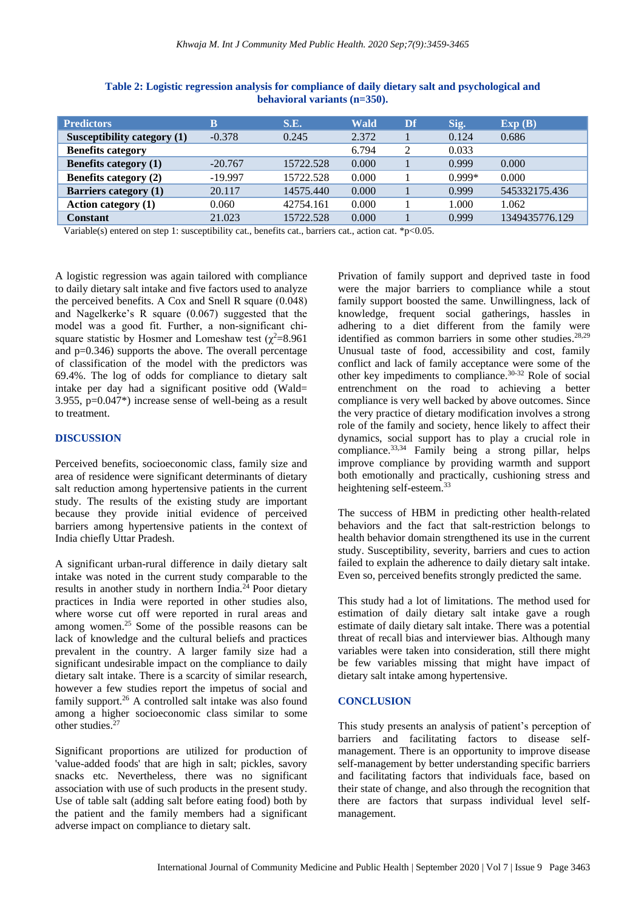**Table 2: Logistic regression analysis for compliance of daily dietary salt and psychological and behavioral variants (n=350).**

| Predictors | B | S.E. | Wald | Df | Sig. | Exp (B) |
|---|---|---|---|---|---|---|
| **Susceptibility category (1)** | -0.378 | 0.245 | 2.372 | 1 | 0.124 | 0.686 |
| **Benefits category** | | | 6.794 | 2 | 0.033 | |
| **Benefits category (1)** | -20.767 | 15722.528 | 0.000 | 1 | 0.999 | 0.000 |
| **Benefits category (2)** | -19.997 | 15722.528 | 0.000 | 1 | 0.999* | 0.000 |
| **Barriers category (1)** | 20.117 | 14575.440 | 0.000 | 1 | 0.999 | 545332175.436 |
| **Action category (1)** | 0.060 | 42754.161 | 0.000 | 1 | 1.000 | 1.062 |
| **Constant** | 21.023 | 15722.528 | 0.000 | 1 | 0.999 | 1349435776.129 |

Variable(s) entered on step 1: susceptibility cat., benefits cat., barriers cat., action cat. *p<0.05.

A logistic regression was again tailored with compliance to daily dietary salt intake and five factors used to analyze the perceived benefits. A Cox and Snell R square (0.048) and Nagelkerke's R square (0.067) suggested that the model was a good fit. Further, a non-significant chi-square statistic by Hosmer and Lomeshaw test ($\chi^2$=8.961 and p=0.346) supports the above. The overall percentage of classification of the model with the predictors was 69.4%. The log of odds for compliance to dietary salt intake per day had a significant positive odd (Wald= 3.955, p=0.047*) increase sense of well-being as a result to treatment.

## DISCUSSION

Perceived benefits, socioeconomic class, family size and area of residence were significant determinants of dietary salt reduction among hypertensive patients in the current study. The results of the existing study are important because they provide initial evidence of perceived barriers among hypertensive patients in the context of India chiefly Uttar Pradesh.

A significant urban-rural difference in daily dietary salt intake was noted in the current study comparable to the results in another study in northern India.[24] Poor dietary practices in India were reported in other studies also, where worse cut off were reported in rural areas and among women.[25] Some of the possible reasons can be lack of knowledge and the cultural beliefs and practices prevalent in the country. A larger family size had a significant undesirable impact on the compliance to daily dietary salt intake. There is a scarcity of similar research, however a few studies report the impetus of social and family support.[26] A controlled salt intake was also found among a higher socioeconomic class similar to some other studies.[27]

Significant proportions are utilized for production of 'value-added foods' that are high in salt; pickles, savory snacks etc. Nevertheless, there was no significant association with use of such products in the present study. Use of table salt (adding salt before eating food) both by the patient and the family members had a significant adverse impact on compliance to dietary salt.

Privation of family support and deprived taste in food were the major barriers to compliance while a stout family support boosted the same. Unwillingness, lack of knowledge, frequent social gatherings, hassles in adhering to a diet different from the family were identified as common barriers in some other studies.[28,29] Unusual taste of food, accessibility and cost, family conflict and lack of family acceptance were some of the other key impediments to compliance.[30-32] Role of social entrenchment on the road to achieving a better compliance is very well backed by above outcomes. Since the very practice of dietary modification involves a strong role of the family and society, hence likely to affect their dynamics, social support has to play a crucial role in compliance.[33,34] Family being a strong pillar, helps improve compliance by providing warmth and support both emotionally and practically, cushioning stress and heightening self-esteem.[33]

The success of HBM in predicting other health-related behaviors and the fact that salt-restriction belongs to health behavior domain strengthened its use in the current study. Susceptibility, severity, barriers and cues to action failed to explain the adherence to daily dietary salt intake. Even so, perceived benefits strongly predicted the same.

This study had a lot of limitations. The method used for estimation of daily dietary salt intake gave a rough estimate of daily dietary salt intake. There was a potential threat of recall bias and interviewer bias. Although many variables were taken into consideration, still there might be few variables missing that might have impact of dietary salt intake among hypertensive.

## CONCLUSION

This study presents an analysis of patient's perception of barriers and facilitating factors to disease self-management. There is an opportunity to improve disease self-management by better understanding specific barriers and facilitating factors that individuals face, based on their state of change, and also through the recognition that there are factors that surpass individual level self-management.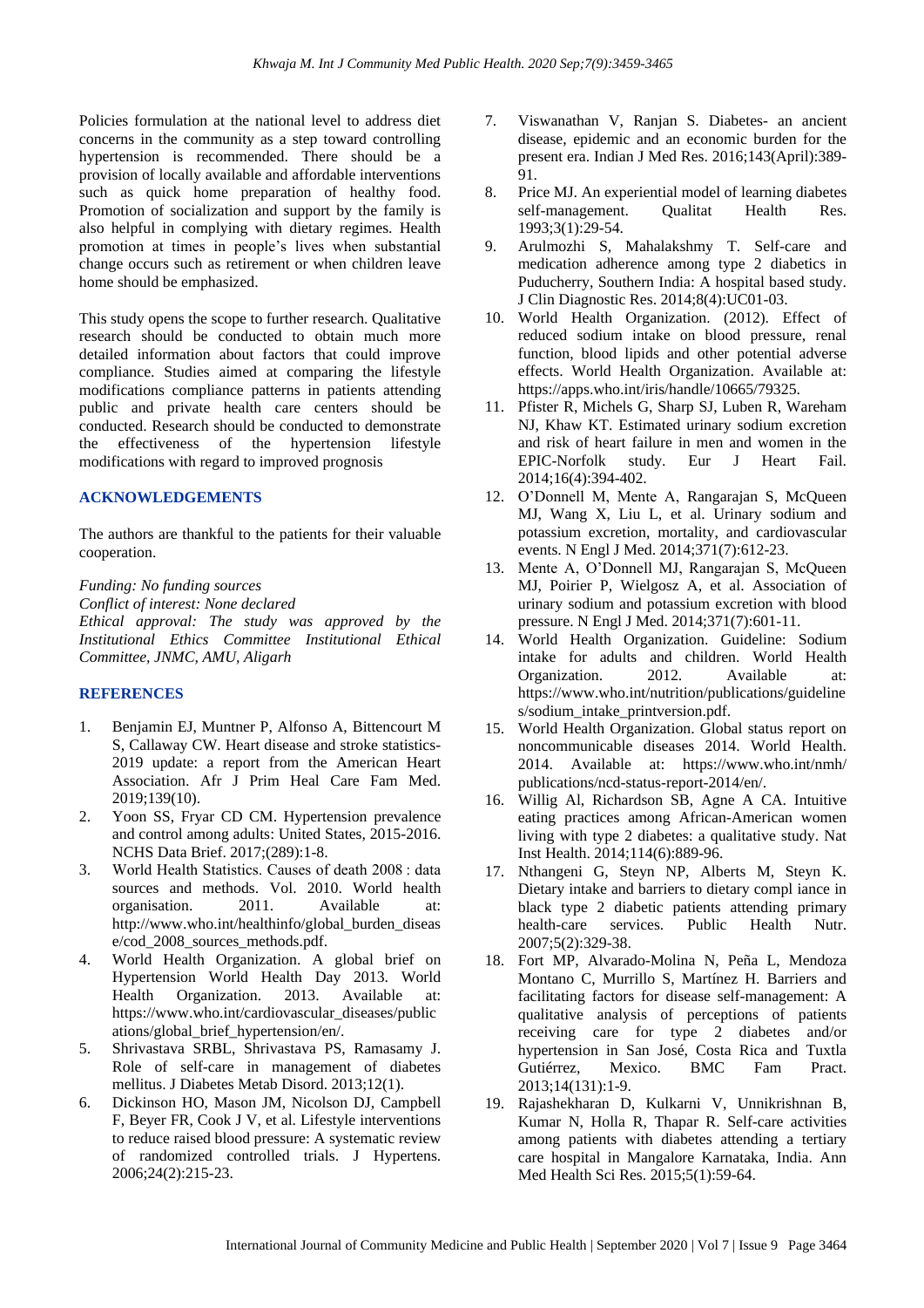Policies formulation at the national level to address diet concerns in the community as a step toward controlling hypertension is recommended. There should be a provision of locally available and affordable interventions such as quick home preparation of healthy food. Promotion of socialization and support by the family is also helpful in complying with dietary regimes. Health promotion at times in people's lives when substantial change occurs such as retirement or when children leave home should be emphasized.

This study opens the scope to further research. Qualitative research should be conducted to obtain much more detailed information about factors that could improve compliance. Studies aimed at comparing the lifestyle modifications compliance patterns in patients attending public and private health care centers should be conducted. Research should be conducted to demonstrate the effectiveness of the hypertension lifestyle modifications with regard to improved prognosis

## ACKNOWLEDGEMENTS

The authors are thankful to the patients for their valuable cooperation.

*Funding: No funding sources*
*Conflict of interest: None declared*
*Ethical approval: The study was approved by the Institutional Ethics Committee Institutional Ethical Committee, JNMC, AMU, Aligarh*

## REFERENCES

1. Benjamin EJ, Muntner P, Alfonso A, Bittencourt M S, Callaway CW. Heart disease and stroke statistics-2019 update: a report from the American Heart Association. Afr J Prim Heal Care Fam Med. 2019;139(10).
2. Yoon SS, Fryar CD CM. Hypertension prevalence and control among adults: United States, 2015-2016. NCHS Data Brief. 2017;(289):1-8.
3. World Health Statistics. Causes of death 2008 : data sources and methods. Vol. 2010. World health organisation. 2011. Available at: http://www.who.int/healthinfo/global_burden_disease/cod_2008_sources_methods.pdf.
4. World Health Organization. A global brief on Hypertension World Health Day 2013. World Health Organization. 2013. Available at: https://www.who.int/cardiovascular_diseases/publications/global_brief_hypertension/en/.
5. Shrivastava SRBL, Shrivastava PS, Ramasamy J. Role of self-care in management of diabetes mellitus. J Diabetes Metab Disord. 2013;12(1).
6. Dickinson HO, Mason JM, Nicolson DJ, Campbell F, Beyer FR, Cook J V, et al. Lifestyle interventions to reduce raised blood pressure: A systematic review of randomized controlled trials. J Hypertens. 2006;24(2):215-23.
7. Viswanathan V, Ranjan S. Diabetes- an ancient disease, epidemic and an economic burden for the present era. Indian J Med Res. 2016;143(April):389-91.
8. Price MJ. An experiential model of learning diabetes self-management. Qualitat Health Res. 1993;3(1):29-54.
9. Arulmozhi S, Mahalakshmy T. Self-care and medication adherence among type 2 diabetics in Puducherry, Southern India: A hospital based study. J Clin Diagnostic Res. 2014;8(4):UC01-03.
10. World Health Organization. (2012). Effect of reduced sodium intake on blood pressure, renal function, blood lipids and other potential adverse effects. World Health Organization. Available at: https://apps.who.int/iris/handle/10665/79325.
11. Pfister R, Michels G, Sharp SJ, Luben R, Wareham NJ, Khaw KT. Estimated urinary sodium excretion and risk of heart failure in men and women in the EPIC-Norfolk study. Eur J Heart Fail. 2014;16(4):394-402.
12. O'Donnell M, Mente A, Rangarajan S, McQueen MJ, Wang X, Liu L, et al. Urinary sodium and potassium excretion, mortality, and cardiovascular events. N Engl J Med. 2014;371(7):612-23.
13. Mente A, O'Donnell MJ, Rangarajan S, McQueen MJ, Poirier P, Wielgosz A, et al. Association of urinary sodium and potassium excretion with blood pressure. N Engl J Med. 2014;371(7):601-11.
14. World Health Organization. Guideline: Sodium intake for adults and children. World Health Organization. 2012. Available at: https://www.who.int/nutrition/publications/guidelines/sodium_intake_printversion.pdf.
15. World Health Organization. Global status report on noncommunicable diseases 2014. World Health. 2014. Available at: https://www.who.int/nmh/publications/ncd-status-report-2014/en/.
16. Willig Al, Richardson SB, Agne A CA. Intuitive eating practices among African-American women living with type 2 diabetes: a qualitative study. Nat Inst Health. 2014;114(6):889-96.
17. Nthangeni G, Steyn NP, Alberts M, Steyn K. Dietary intake and barriers to dietary compl iance in black type 2 diabetic patients attending primary health-care services. Public Health Nutr. 2007;5(2):329-38.
18. Fort MP, Alvarado-Molina N, Peña L, Mendoza Montano C, Murrillo S, Martínez H. Barriers and facilitating factors for disease self-management: A qualitative analysis of perceptions of patients receiving care for type 2 diabetes and/or hypertension in San José, Costa Rica and Tuxtla Gutiérrez, Mexico. BMC Fam Pract. 2013;14(131):1-9.
19. Rajashekharan D, Kulkarni V, Unnikrishnan B, Kumar N, Holla R, Thapar R. Self-care activities among patients with diabetes attending a tertiary care hospital in Mangalore Karnataka, India. Ann Med Health Sci Res. 2015;5(1):59-64.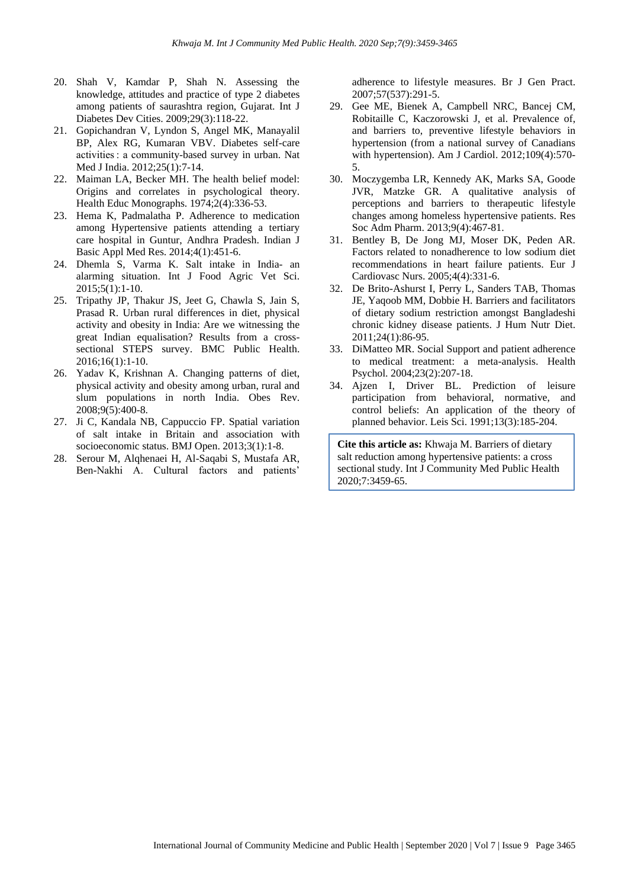20. Shah V, Kamdar P, Shah N. Assessing the knowledge, attitudes and practice of type 2 diabetes among patients of saurashtra region, Gujarat. Int J Diabetes Dev Cities. 2009;29(3):118-22.
21. Gopichandran V, Lyndon S, Angel MK, Manayalil BP, Alex RG, Kumaran VBV. Diabetes self-care activities : a community-based survey in urban. Nat Med J India. 2012;25(1):7-14.
22. Maiman LA, Becker MH. The health belief model: Origins and correlates in psychological theory. Health Educ Monographs. 1974;2(4):336-53.
23. Hema K, Padmalatha P. Adherence to medication among Hypertensive patients attending a tertiary care hospital in Guntur, Andhra Pradesh. Indian J Basic Appl Med Res. 2014;4(1):451-6.
24. Dhemla S, Varma K. Salt intake in India- an alarming situation. Int J Food Agric Vet Sci. 2015;5(1):1-10.
25. Tripathy JP, Thakur JS, Jeet G, Chawla S, Jain S, Prasad R. Urban rural differences in diet, physical activity and obesity in India: Are we witnessing the great Indian equalisation? Results from a cross-sectional STEPS survey. BMC Public Health. 2016;16(1):1-10.
26. Yadav K, Krishnan A. Changing patterns of diet, physical activity and obesity among urban, rural and slum populations in north India. Obes Rev. 2008;9(5):400-8.
27. Ji C, Kandala NB, Cappuccio FP. Spatial variation of salt intake in Britain and association with socioeconomic status. BMJ Open. 2013;3(1):1-8.
28. Serour M, Alqhenaei H, Al-Saqabi S, Mustafa AR, Ben-Nakhi A. Cultural factors and patients' adherence to lifestyle measures. Br J Gen Pract. 2007;57(537):291-5.
29. Gee ME, Bienek A, Campbell NRC, Bancej CM, Robitaille C, Kaczorowski J, et al. Prevalence of, and barriers to, preventive lifestyle behaviors in hypertension (from a national survey of Canadians with hypertension). Am J Cardiol. 2012;109(4):570-5.
30. Moczygemba LR, Kennedy AK, Marks SA, Goode JVR, Matzke GR. A qualitative analysis of perceptions and barriers to therapeutic lifestyle changes among homeless hypertensive patients. Res Soc Adm Pharm. 2013;9(4):467-81.
31. Bentley B, De Jong MJ, Moser DK, Peden AR. Factors related to nonadherence to low sodium diet recommendations in heart failure patients. Eur J Cardiovasc Nurs. 2005;4(4):331-6.
32. De Brito-Ashurst I, Perry L, Sanders TAB, Thomas JE, Yaqoob MM, Dobbie H. Barriers and facilitators of dietary sodium restriction amongst Bangladeshi chronic kidney disease patients. J Hum Nutr Diet. 2011;24(1):86-95.
33. DiMatteo MR. Social Support and patient adherence to medical treatment: a meta-analysis. Health Psychol. 2004;23(2):207-18.
34. Ajzen I, Driver BL. Prediction of leisure participation from behavioral, normative, and control beliefs: An application of the theory of planned behavior. Leis Sci. 1991;13(3):185-204.

**Cite this article as:** Khwaja M. Barriers of dietary salt reduction among hypertensive patients: a cross sectional study. Int J Community Med Public Health 2020;7:3459-65.